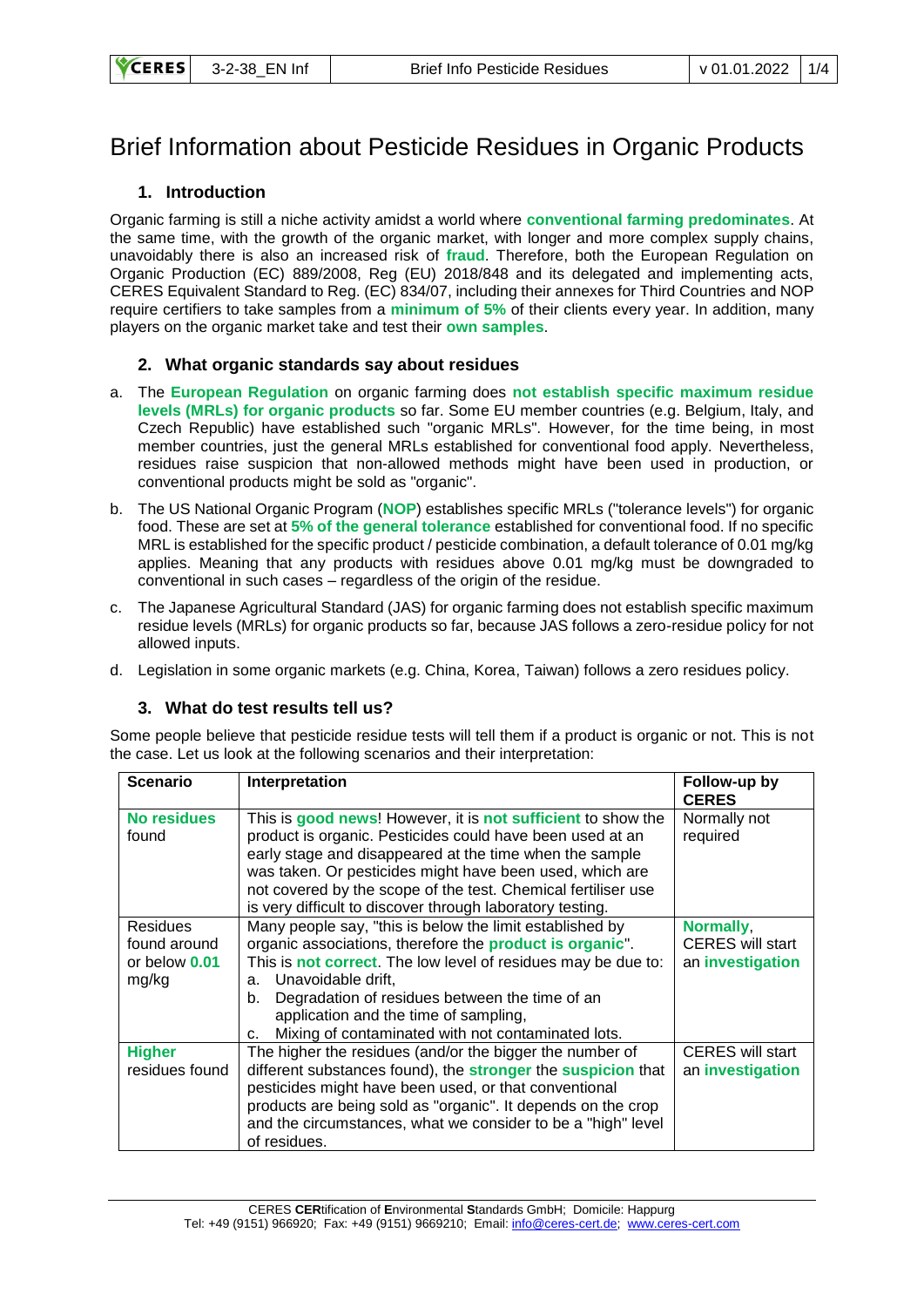# Brief Information about Pesticide Residues in Organic Products

## 1. Introduction

Organic farming is still a niche activity amidst a world where **conventional farming predominates**. At the same time, with the growth of the organic market, with longer and more complex supply chains, unavoidably there is also an increased risk of **fraud**. Therefore, both the European Regulation on Organic Production (EC) 889/2008, Reg (EU) 2018/848 and its delegated and implementing acts, CERES Equivalent Standard to Reg. (EC) 834/07, including their annexes for Third Countries and NOP require certifiers to take samples from a **minimum of 5%** of their clients every year. In addition, many players on the organic market take and test their **own samples**.

## 2. What organic standards say about residues

a. The **European Regulation** on organic farming does **not establish specific maximum residue levels (MRLs) for organic products** so far. Some EU member countries (e.g. Belgium, Italy, and Czech Republic) have established such "organic MRLs". However, for the time being, in most member countries, just the general MRLs established for conventional food apply. Nevertheless, residues raise suspicion that non-allowed methods might have been used in production, or conventional products might be sold as "organic".

b. The US National Organic Program (**NOP**) establishes specific MRLs ("tolerance levels") for organic food. These are set at **5% of the general tolerance** established for conventional food. If no specific MRL is established for the specific product / pesticide combination, a default tolerance of 0.01 mg/kg applies. Meaning that any products with residues above 0.01 mg/kg must be downgraded to conventional in such cases – regardless of the origin of the residue.

c. The Japanese Agricultural Standard (JAS) for organic farming does not establish specific maximum residue levels (MRLs) for organic products so far, because JAS follows a zero-residue policy for not allowed inputs.

d. Legislation in some organic markets (e.g. China, Korea, Taiwan) follows a zero residues policy.

## 3. What do test results tell us?

Some people believe that pesticide residue tests will tell them if a product is organic or not. This is not the case. Let us look at the following scenarios and their interpretation:

| Scenario | Interpretation | Follow-up by CERES |
|---|---|---|
| **No residues** found | This is **good news**! However, it is **not sufficient** to show the product is organic. Pesticides could have been used at an early stage and disappeared at the time when the sample was taken. Or pesticides might have been used, which are not covered by the scope of the test. Chemical fertiliser use is very difficult to discover through laboratory testing. | Normally not required |
| Residues found around or below **0.01** mg/kg | Many people say, "this is below the limit established by organic associations, therefore the **product is organic**". This is **not correct**. The low level of residues may be due to:<br>a. Unavoidable drift,<br>b. Degradation of residues between the time of an application and the time of sampling,<br>c. Mixing of contaminated with not contaminated lots. | **Normally**, CERES will start an **investigation** |
| **Higher** residues found | The higher the residues (and/or the bigger the number of different substances found), the **stronger** the **suspicion** that pesticides might have been used, or that conventional products are being sold as "organic". It depends on the crop and the circumstances, what we consider to be a "high" level of residues. | CERES will start an **investigation** |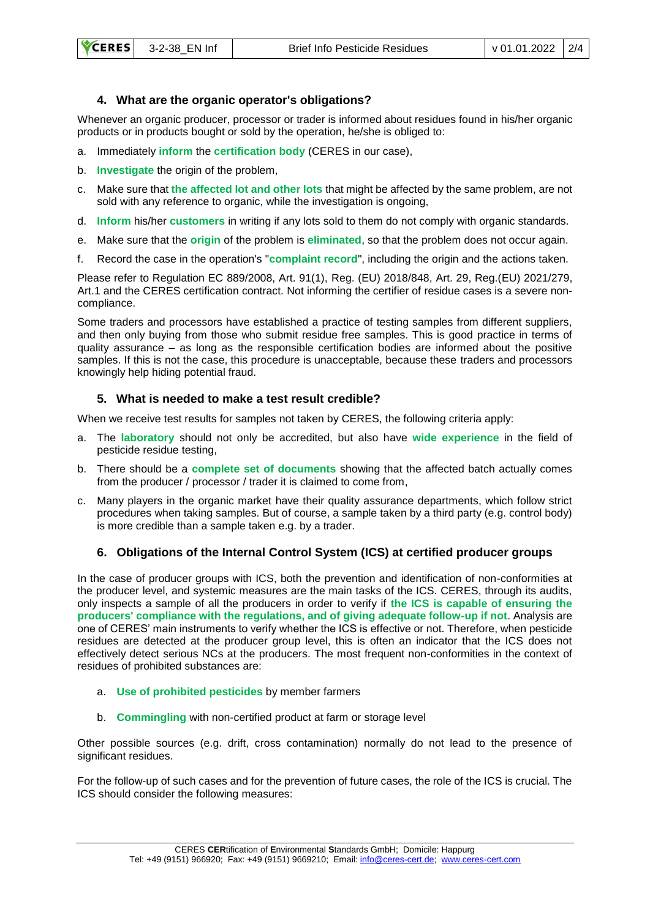## 4. What are the organic operator's obligations?

Whenever an organic producer, processor or trader is informed about residues found in his/her organic products or in products bought or sold by the operation, he/she is obliged to:

a. Immediately **inform** the **certification body** (CERES in our case),

b. **Investigate** the origin of the problem,

c. Make sure that **the affected lot and other lots** that might be affected by the same problem, are not sold with any reference to organic, while the investigation is ongoing,

d. **Inform** his/her **customers** in writing if any lots sold to them do not comply with organic standards.

e. Make sure that the **origin** of the problem is **eliminated**, so that the problem does not occur again.

f. Record the case in the operation's "**complaint record**", including the origin and the actions taken.

Please refer to Regulation EC 889/2008, Art. 91(1), Reg. (EU) 2018/848, Art. 29, Reg.(EU) 2021/279, Art.1 and the CERES certification contract. Not informing the certifier of residue cases is a severe non-compliance.

Some traders and processors have established a practice of testing samples from different suppliers, and then only buying from those who submit residue free samples. This is good practice in terms of quality assurance – as long as the responsible certification bodies are informed about the positive samples. If this is not the case, this procedure is unacceptable, because these traders and processors knowingly help hiding potential fraud.

## 5. What is needed to make a test result credible?

When we receive test results for samples not taken by CERES, the following criteria apply:

a. The **laboratory** should not only be accredited, but also have **wide experience** in the field of pesticide residue testing,

b. There should be a **complete set of documents** showing that the affected batch actually comes from the producer / processor / trader it is claimed to come from,

c. Many players in the organic market have their quality assurance departments, which follow strict procedures when taking samples. But of course, a sample taken by a third party (e.g. control body) is more credible than a sample taken e.g. by a trader.

## 6. Obligations of the Internal Control System (ICS) at certified producer groups

In the case of producer groups with ICS, both the prevention and identification of non-conformities at the producer level, and systemic measures are the main tasks of the ICS. CERES, through its audits, only inspects a sample of all the producers in order to verify if **the ICS is capable of ensuring the producers' compliance with the regulations, and of giving adequate follow-up if not**. Analysis are one of CERES' main instruments to verify whether the ICS is effective or not. Therefore, when pesticide residues are detected at the producer group level, this is often an indicator that the ICS does not effectively detect serious NCs at the producers. The most frequent non-conformities in the context of residues of prohibited substances are:

a. **Use of prohibited pesticides** by member farmers

b. **Commingling** with non-certified product at farm or storage level

Other possible sources (e.g. drift, cross contamination) normally do not lead to the presence of significant residues.

For the follow-up of such cases and for the prevention of future cases, the role of the ICS is crucial. The ICS should consider the following measures: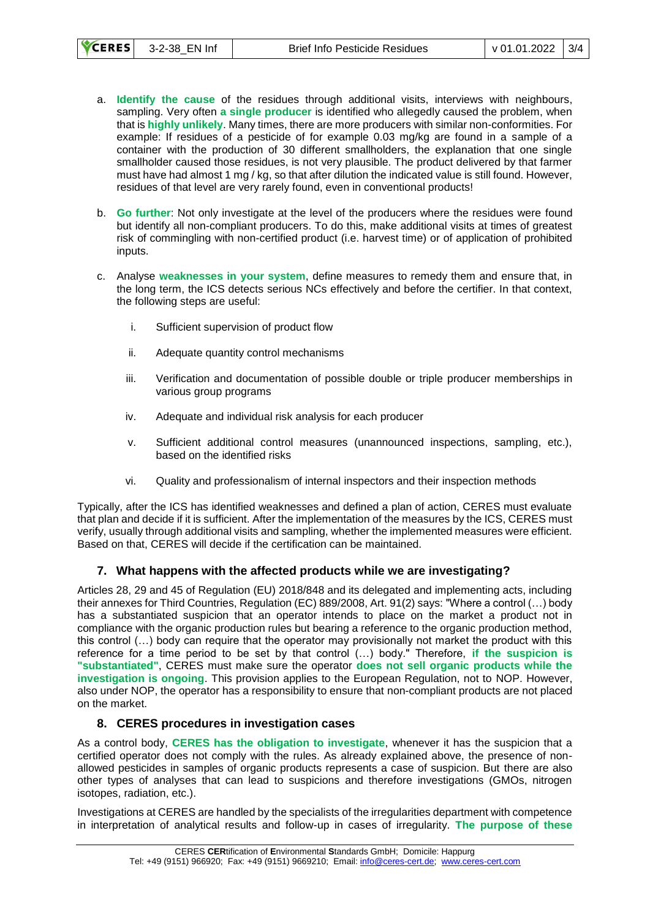a. **Identify the cause** of the residues through additional visits, interviews with neighbours, sampling. Very often **a single producer** is identified who allegedly caused the problem, when that is **highly unlikely**. Many times, there are more producers with similar non-conformities. For example: If residues of a pesticide of for example 0.03 mg/kg are found in a sample of a container with the production of 30 different smallholders, the explanation that one single smallholder caused those residues, is not very plausible. The product delivered by that farmer must have had almost 1 mg / kg, so that after dilution the indicated value is still found. However, residues of that level are very rarely found, even in conventional products!

b. **Go further**: Not only investigate at the level of the producers where the residues were found but identify all non-compliant producers. To do this, make additional visits at times of greatest risk of commingling with non-certified product (i.e. harvest time) or of application of prohibited inputs.

c. Analyse **weaknesses in your system**, define measures to remedy them and ensure that, in the long term, the ICS detects serious NCs effectively and before the certifier. In that context, the following steps are useful:

   i. Sufficient supervision of product flow

   ii. Adequate quantity control mechanisms

   iii. Verification and documentation of possible double or triple producer memberships in various group programs

   iv. Adequate and individual risk analysis for each producer

   v. Sufficient additional control measures (unannounced inspections, sampling, etc.), based on the identified risks

   vi. Quality and professionalism of internal inspectors and their inspection methods

Typically, after the ICS has identified weaknesses and defined a plan of action, CERES must evaluate that plan and decide if it is sufficient. After the implementation of the measures by the ICS, CERES must verify, usually through additional visits and sampling, whether the implemented measures were efficient. Based on that, CERES will decide if the certification can be maintained.

## 7. What happens with the affected products while we are investigating?

Articles 28, 29 and 45 of Regulation (EU) 2018/848 and its delegated and implementing acts, including their annexes for Third Countries, Regulation (EC) 889/2008, Art. 91(2) says: "Where a control (…) body has a substantiated suspicion that an operator intends to place on the market a product not in compliance with the organic production rules but bearing a reference to the organic production method, this control (…) body can require that the operator may provisionally not market the product with this reference for a time period to be set by that control (…) body." Therefore, **if the suspicion is "substantiated"**, CERES must make sure the operator **does not sell organic products while the investigation is ongoing**. This provision applies to the European Regulation, not to NOP. However, also under NOP, the operator has a responsibility to ensure that non-compliant products are not placed on the market.

## 8. CERES procedures in investigation cases

As a control body, **CERES has the obligation to investigate**, whenever it has the suspicion that a certified operator does not comply with the rules. As already explained above, the presence of non-allowed pesticides in samples of organic products represents a case of suspicion. But there are also other types of analyses that can lead to suspicions and therefore investigations (GMOs, nitrogen isotopes, radiation, etc.).

Investigations at CERES are handled by the specialists of the irregularities department with competence in interpretation of analytical results and follow-up in cases of irregularity. **The purpose of these**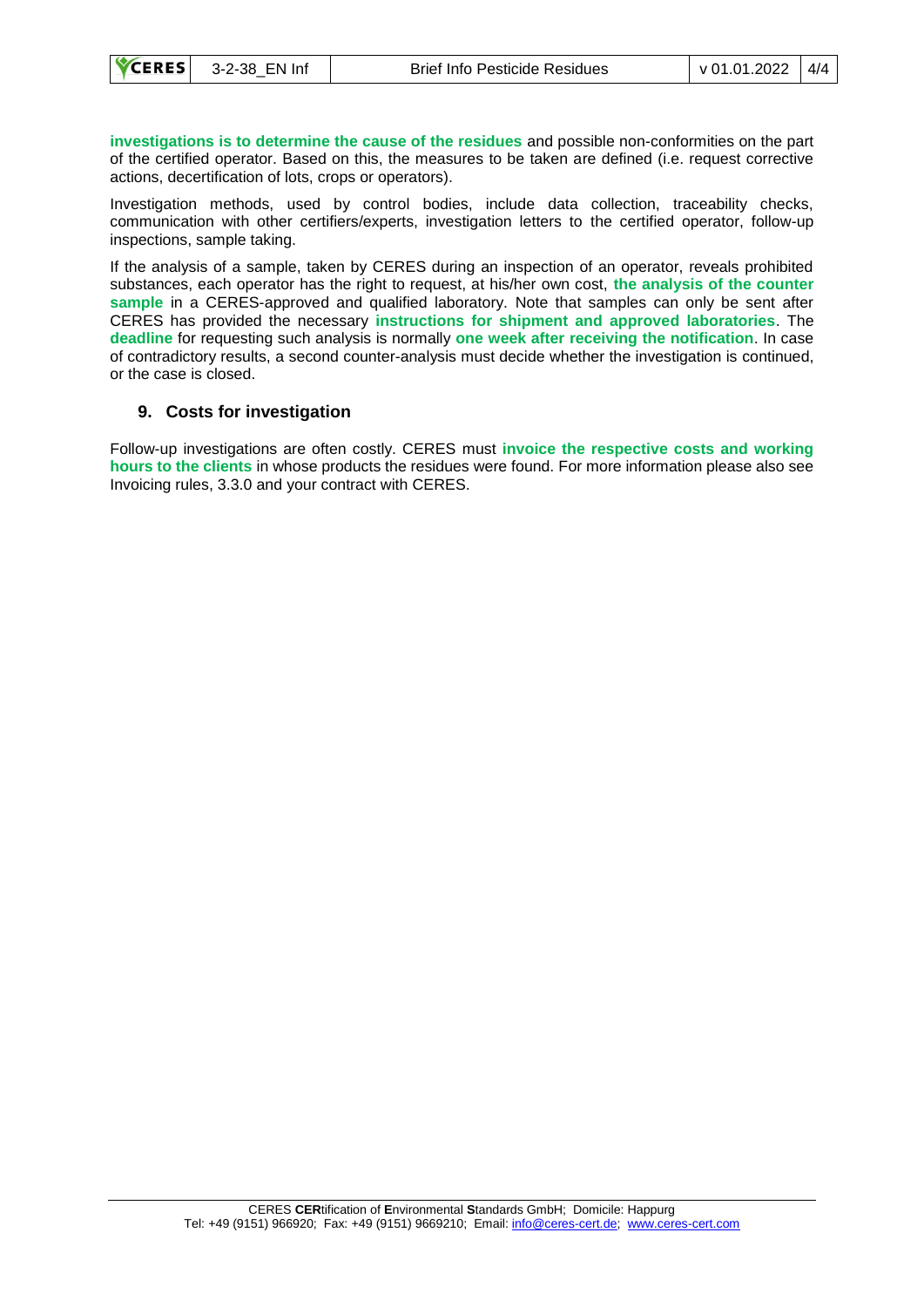**investigations is to determine the cause of the residues** and possible non-conformities on the part of the certified operator. Based on this, the measures to be taken are defined (i.e. request corrective actions, decertification of lots, crops or operators).

Investigation methods, used by control bodies, include data collection, traceability checks, communication with other certifiers/experts, investigation letters to the certified operator, follow-up inspections, sample taking.

If the analysis of a sample, taken by CERES during an inspection of an operator, reveals prohibited substances, each operator has the right to request, at his/her own cost, **the analysis of the counter sample** in a CERES-approved and qualified laboratory. Note that samples can only be sent after CERES has provided the necessary **instructions for shipment and approved laboratories**. The **deadline** for requesting such analysis is normally **one week after receiving the notification**. In case of contradictory results, a second counter-analysis must decide whether the investigation is continued, or the case is closed.

## 9. Costs for investigation

Follow-up investigations are often costly. CERES must **invoice the respective costs and working hours to the clients** in whose products the residues were found. For more information please also see Invoicing rules, 3.3.0 and your contract with CERES.